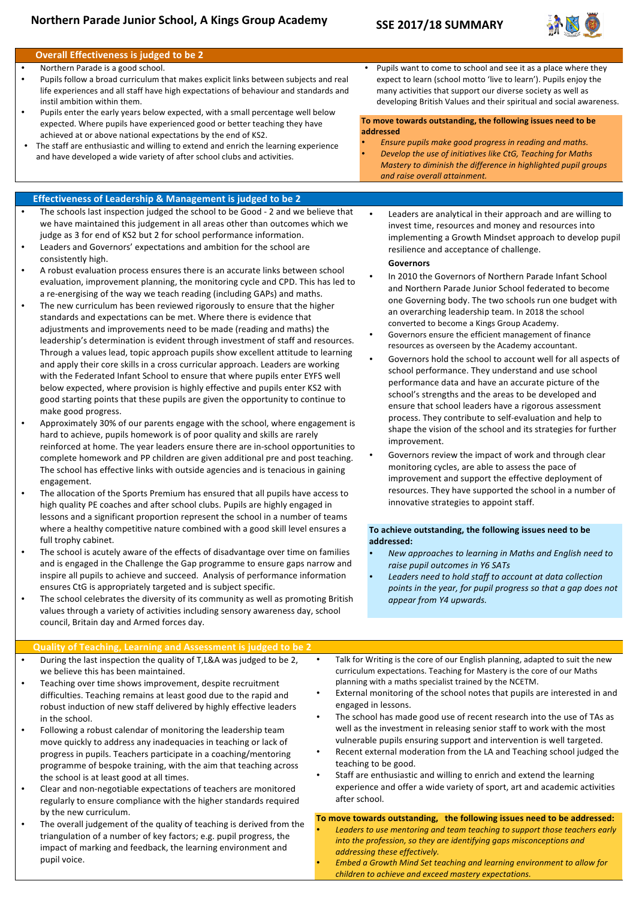# Northern Parade Junior School, A Kings Group Academy

## SSE 2017/18 SUMMARY

## Overall Effectiveness is judged to be 2

- Northern Parade is a good school.
- Pupils follow a broad curriculum that makes explicit links between subjects and real life experiences and all staff have high expectations of behaviour and standards and instil ambition within them.
- Pupils enter the early years below expected, with a small percentage well below expected. Where pupils have experienced good or better teaching they have achieved at or above national expectations by the end of KS2.
- The staff are enthusiastic and willing to extend and enrich the learning experience and have developed a wide variety of after school clubs and activities.
- Pupils want to come to school and see it as a place where they expect to learn (school motto 'live to learn'). Pupils enjoy the many activities that support our diverse society as well as developing British Values and their spiritual and social awareness.

**To move towards outstanding, the following issues need to be addressed**

- *Ensure pupils make good progress in reading and maths.*
- *Develop the use of initiatives like CtG, Teaching for Maths Mastery to diminish the difference in highlighted pupil groups and raise overall attainment.*

## Effectiveness of Leadership & Management is judged to be 2

- The schools last inspection judged the school to be Good - 2 and we believe that we have maintained this judgement in all areas other than outcomes which we judge as 3 for end of KS2 but 2 for school performance information.
- Leaders and Governors' expectations and ambition for the school are consistently high.
- A robust evaluation process ensures there is an accurate links between school evaluation, improvement planning, the monitoring cycle and CPD. This has led to a re-energising of the way we teach reading (including GAPs) and maths.
- The new curriculum has been reviewed rigorously to ensure that the higher standards and expectations can be met. Where there is evidence that adjustments and improvements need to be made (reading and maths) the leadership's determination is evident through investment of staff and resources. Through a values lead, topic approach pupils show excellent attitude to learning and apply their core skills in a cross curricular approach. Leaders are working with the Federated Infant School to ensure that where pupils enter EYFS well below expected, where provision is highly effective and pupils enter KS2 with good starting points that these pupils are given the opportunity to continue to make good progress.
- Approximately 30% of our parents engage with the school, where engagement is hard to achieve, pupils homework is of poor quality and skills are rarely reinforced at home. The year leaders ensure there are in-school opportunities to complete homework and PP children are given additional pre and post teaching. The school has effective links with outside agencies and is tenacious in gaining engagement.
- The allocation of the Sports Premium has ensured that all pupils have access to high quality PE coaches and after school clubs. Pupils are highly engaged in lessons and a significant proportion represent the school in a number of teams where a healthy competitive nature combined with a good skill level ensures a full trophy cabinet.
- The school is acutely aware of the effects of disadvantage over time on families and is engaged in the Challenge the Gap programme to ensure gaps narrow and inspire all pupils to achieve and succeed. Analysis of performance information ensures CtG is appropriately targeted and is subject specific.
- The school celebrates the diversity of its community as well as promoting British values through a variety of activities including sensory awareness day, school council, Britain day and Armed forces day.
- Leaders are analytical in their approach and are willing to invest time, resources and money and resources into implementing a Growth Mindset approach to develop pupil resilience and acceptance of challenge.

**Governors**

- In 2010 the Governors of Northern Parade Infant School and Northern Parade Junior School federated to become one Governing body. The two schools run one budget with an overarching leadership team. In 2018 the school converted to become a Kings Group Academy.
- Governors ensure the efficient management of finance resources as overseen by the Academy accountant.
- Governors hold the school to account well for all aspects of school performance. They understand and use school performance data and have an accurate picture of the school's strengths and the areas to be developed and ensure that school leaders have a rigorous assessment process. They contribute to self-evaluation and help to shape the vision of the school and its strategies for further improvement.
- Governors review the impact of work and through clear monitoring cycles, are able to assess the pace of improvement and support the effective deployment of resources. They have supported the school in a number of innovative strategies to appoint staff.

**To achieve outstanding, the following issues need to be addressed:**

- *New approaches to learning in Maths and English need to raise pupil outcomes in Y6 SATs*
- *Leaders need to hold staff to account at data collection points in the year, for pupil progress so that a gap does not appear from Y4 upwards.*

## Quality of Teaching, Learning and Assessment is judged to be 2

- During the last inspection the quality of T,L&A was judged to be 2, we believe this has been maintained.
- Teaching over time shows improvement, despite recruitment difficulties. Teaching remains at least good due to the rapid and robust induction of new staff delivered by highly effective leaders in the school.
- Following a robust calendar of monitoring the leadership team move quickly to address any inadequacies in teaching or lack of progress in pupils. Teachers participate in a coaching/mentoring programme of bespoke training, with the aim that teaching across the school is at least good at all times.
- Clear and non-negotiable expectations of teachers are monitored regularly to ensure compliance with the higher standards required by the new curriculum.
- The overall judgement of the quality of teaching is derived from the triangulation of a number of key factors; e.g. pupil progress, the impact of marking and feedback, the learning environment and pupil voice.
- Talk for Writing is the core of our English planning, adapted to suit the new curriculum expectations. Teaching for Mastery is the core of our Maths planning with a maths specialist trained by the NCETM.
- External monitoring of the school notes that pupils are interested in and engaged in lessons.
- The school has made good use of recent research into the use of TAs as well as the investment in releasing senior staff to work with the most vulnerable pupils ensuring support and intervention is well targeted.
- Recent external moderation from the LA and Teaching school judged the teaching to be good.
- Staff are enthusiastic and willing to enrich and extend the learning experience and offer a wide variety of sport, art and academic activities after school.

**To move towards outstanding, the following issues need to be addressed:**

- *Leaders to use mentoring and team teaching to support those teachers early into the profession, so they are identifying gaps misconceptions and addressing these effectively.*
- *Embed a Growth Mind Set teaching and learning environment to allow for children to achieve and exceed mastery expectations.*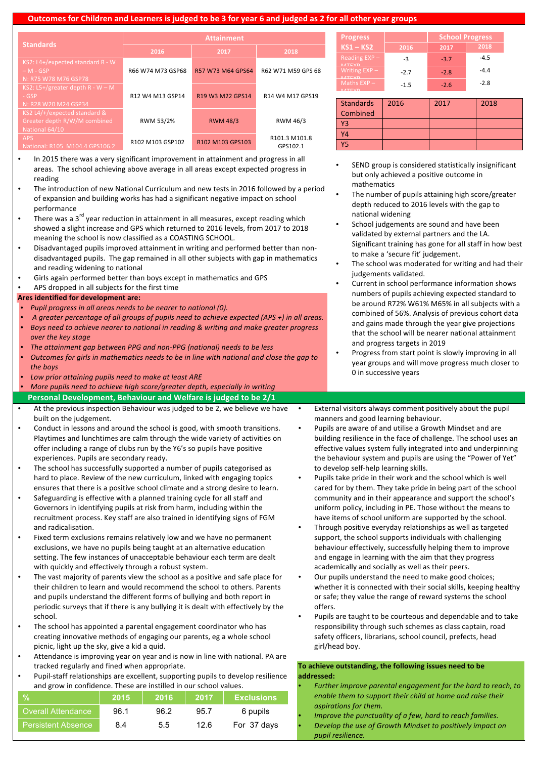## Outcomes for Children and Learners is judged to be 3 for year 6 and judged as 2 for all other year groups

| Standards | Attainment | | |
|---|---|---|---|
| | 2016 | 2017 | 2018 |
| KS2: L4+/expected standard R - W – M - GSP<br>N: R75 W78 M76 GSP78 | R66 W74 M73 GSP68 | R57 W73 M64 GPS64 | R62 W71 M59 GPS 68 |
| KS2: L5+/greater depth R - W – M - GSP<br>N: R28 W20 M24 GSP34 | R12 W4 M13 GSP14 | R19 W3 M22 GPS14 | R14 W4 M17 GPS19 |
| KS2 L4/+/expected standard & Greater depth R/W/M combined<br>National 64/10 | RWM 53/2% | RWM 48/3 | RWM 46/3 |
| APS<br>National: R105 M104.4 GPS106.2 | R102 M103 GSP102 | R102 M103 GPS103 | R101.3 M101.8 GPS102.1 |

| Progress KS1 – KS2 | School Progress | | |
|---|---|---|---|
| | 2016 | 2017 | 2018 |
| Reading EXP – MTEXP | -3 | -3.7 | -4.5 |
| Writing EXP – MTEXP | -2.7 | -2.8 | -4.4 |
| Maths EXP – MTEXP | -1.5 | -2.6 | -2.8 |

| Standards Combined | 2016 | 2017 | 2018 |
|---|---|---|---|
| Y3 | | | |
| Y4 | | | |
| Y5 | | | |

- In 2015 there was a very significant improvement in attainment and progress in all areas. The school achieving above average in all areas except expected progress in reading
- The introduction of new National Curriculum and new tests in 2016 followed by a period of expansion and building works has had a significant negative impact on school performance
- There was a 3rd year reduction in attainment in all measures, except reading which showed a slight increase and GPS which returned to 2016 levels, from 2017 to 2018 meaning the school is now classified as a COASTING SCHOOL.
- Disadvantaged pupils improved attainment in writing and performed better than non-disadvantaged pupils. The gap remained in all other subjects with gap in mathematics and reading widening to national
- Girls again performed better than boys except in mathematics and GPS
- APS dropped in all subjects for the first time

**Ares identified for development are:**

- *Pupil progress in all areas needs to be nearer to national (0).*
- *A greater percentage of all groups of pupils need to achieve expected (APS +) in all areas.*
- *Boys need to achieve nearer to national in reading & writing and make greater progress over the key stage*
- *The attainment gap between PPG and non-PPG (national) needs to be less*
- *Outcomes for girls in mathematics needs to be in line with national and close the gap to the boys*
- *Low prior attaining pupils need to make at least ARE*
- *More pupils need to achieve high score/greater depth, especially in writing*

- SEND group is considered statistically insignificant but only achieved a positive outcome in mathematics
- The number of pupils attaining high score/greater depth reduced to 2016 levels with the gap to national widening
- School judgements are sound and have been validated by external partners and the LA. Significant training has gone for all staff in how best to make a 'secure fit' judgement.
- The school was moderated for writing and had their judgements validated.
- Current in school performance information shows numbers of pupils achieving expected standard to be around R72% W61% M65% in all subjects with a combined of 56%. Analysis of previous cohort data and gains made through the year give projections that the school will be nearer national attainment and progress targets in 2019
- Progress from start point is slowly improving in all year groups and will move progress much closer to 0 in successive years

## Personal Development, Behaviour and Welfare is judged to be 2/1

- At the previous inspection Behaviour was judged to be 2, we believe we have built on the judgement.
- Conduct in lessons and around the school is good, with smooth transitions. Playtimes and lunchtimes are calm through the wide variety of activities on offer including a range of clubs run by the Y6's so pupils have positive experiences. Pupils are secondary ready.
- The school has successfully supported a number of pupils categorised as hard to place. Review of the new curriculum, linked with engaging topics ensures that there is a positive school climate and a strong desire to learn.
- Safeguarding is effective with a planned training cycle for all staff and Governors in identifying pupils at risk from harm, including within the recruitment process. Key staff are also trained in identifying signs of FGM and radicalisation.
- Fixed term exclusions remains relatively low and we have no permanent exclusions, we have no pupils being taught at an alternative education setting. The few instances of unacceptable behaviour each term are dealt with quickly and effectively through a robust system.
- The vast majority of parents view the school as a positive and safe place for their children to learn and would recommend the school to others. Parents and pupils understand the different forms of bullying and both report in periodic surveys that if there is any bullying it is dealt with effectively by the school.
- The school has appointed a parental engagement coordinator who has creating innovative methods of engaging our parents, eg a whole school picnic, light up the sky, give a kid a quid.
- Attendance is improving year on year and is now in line with national. PA are tracked regularly and fined when appropriate.
- Pupil-staff relationships are excellent, supporting pupils to develop resilience and grow in confidence. These are instilled in our school values.

| % | 2015 | 2016 | 2017 | Exclusions |
|---|---|---|---|---|
| Overall Attendance | 96.1 | 96.2 | 95.7 | 6 pupils |
| Persistent Absence | 8.4 | 5.5 | 12.6 | For 37 days |

- External visitors always comment positively about the pupil manners and good learning behaviour.
- Pupils are aware of and utilise a Growth Mindset and are building resilience in the face of challenge. The school uses an effective values system fully integrated into and underpinning the behaviour system and pupils are using the "Power of Yet" to develop self-help learning skills.
- Pupils take pride in their work and the school which is well cared for by them. They take pride in being part of the school community and in their appearance and support the school's uniform policy, including in PE. Those without the means to have items of school uniform are supported by the school.
- Through positive everyday relationships as well as targeted support, the school supports individuals with challenging behaviour effectively, successfully helping them to improve and engage in learning with the aim that they progress academically and socially as well as their peers.
- Our pupils understand the need to make good choices; whether it is connected with their social skills, keeping healthy or safe; they value the range of reward systems the school offers.
- Pupils are taught to be courteous and dependable and to take responsibility through such schemes as class captain, road safety officers, librarians, school council, prefects, head girl/head boy.

**To achieve outstanding, the following issues need to be addressed:**

- *Further improve parental engagement for the hard to reach, to enable them to support their child at home and raise their aspirations for them.*
- *Improve the punctuality of a few, hard to reach families.*
- *Develop the use of Growth Mindset to positively impact on pupil resilience.*